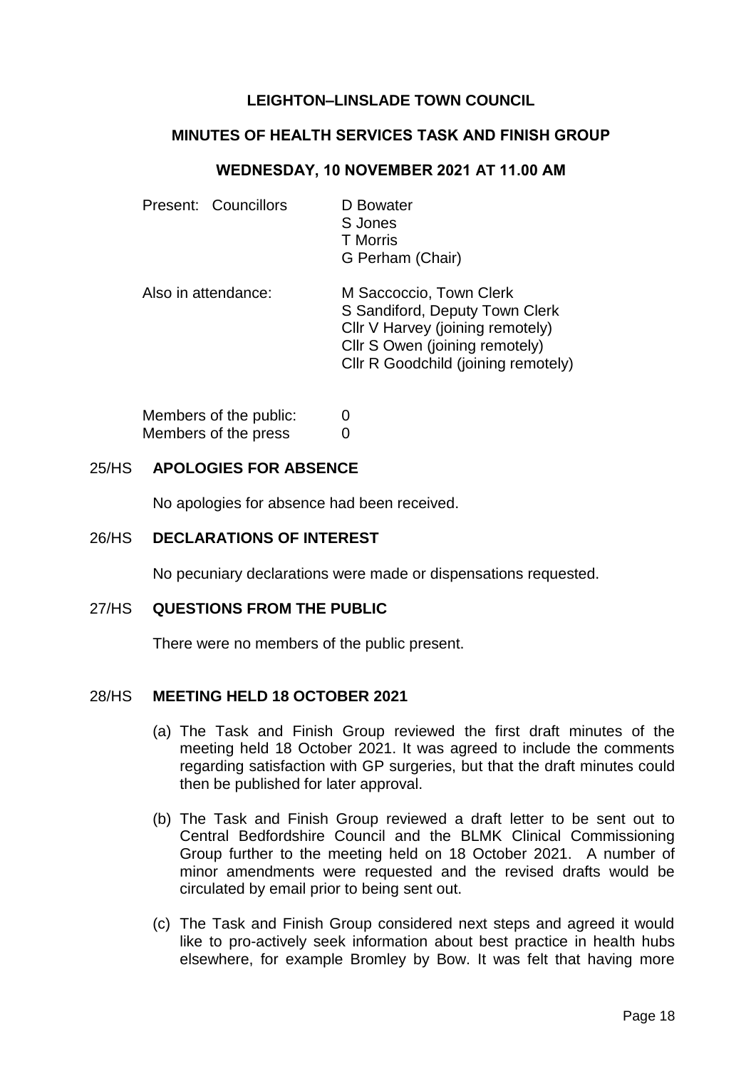# LEIGHTON–LINSLADE TOWN COUNCIL

## MINUTES OF HEALTH SERVICES TASK AND FINISH GROUP

### WEDNESDAY, 10 NOVEMBER 2021 AT 11.00 AM

| | |
|---|---|
| Present: Councillors | D Bowater<br>S Jones<br>T Morris<br>G Perham (Chair) |
| Also in attendance: | M Saccoccio, Town Clerk<br>S Sandiford, Deputy Town Clerk<br>Cllr V Harvey (joining remotely)<br>Cllr S Owen (joining remotely)<br>Cllr R Goodchild (joining remotely) |
| Members of the public: | 0 |
| Members of the press | 0 |

**25/HS APOLOGIES FOR ABSENCE**

No apologies for absence had been received.

**26/HS DECLARATIONS OF INTEREST**

No pecuniary declarations were made or dispensations requested.

**27/HS QUESTIONS FROM THE PUBLIC**

There were no members of the public present.

**28/HS MEETING HELD 18 OCTOBER 2021**

(a) The Task and Finish Group reviewed the first draft minutes of the meeting held 18 October 2021. It was agreed to include the comments regarding satisfaction with GP surgeries, but that the draft minutes could then be published for later approval.

(b) The Task and Finish Group reviewed a draft letter to be sent out to Central Bedfordshire Council and the BLMK Clinical Commissioning Group further to the meeting held on 18 October 2021. A number of minor amendments were requested and the revised drafts would be circulated by email prior to being sent out.

(c) The Task and Finish Group considered next steps and agreed it would like to pro-actively seek information about best practice in health hubs elsewhere, for example Bromley by Bow. It was felt that having more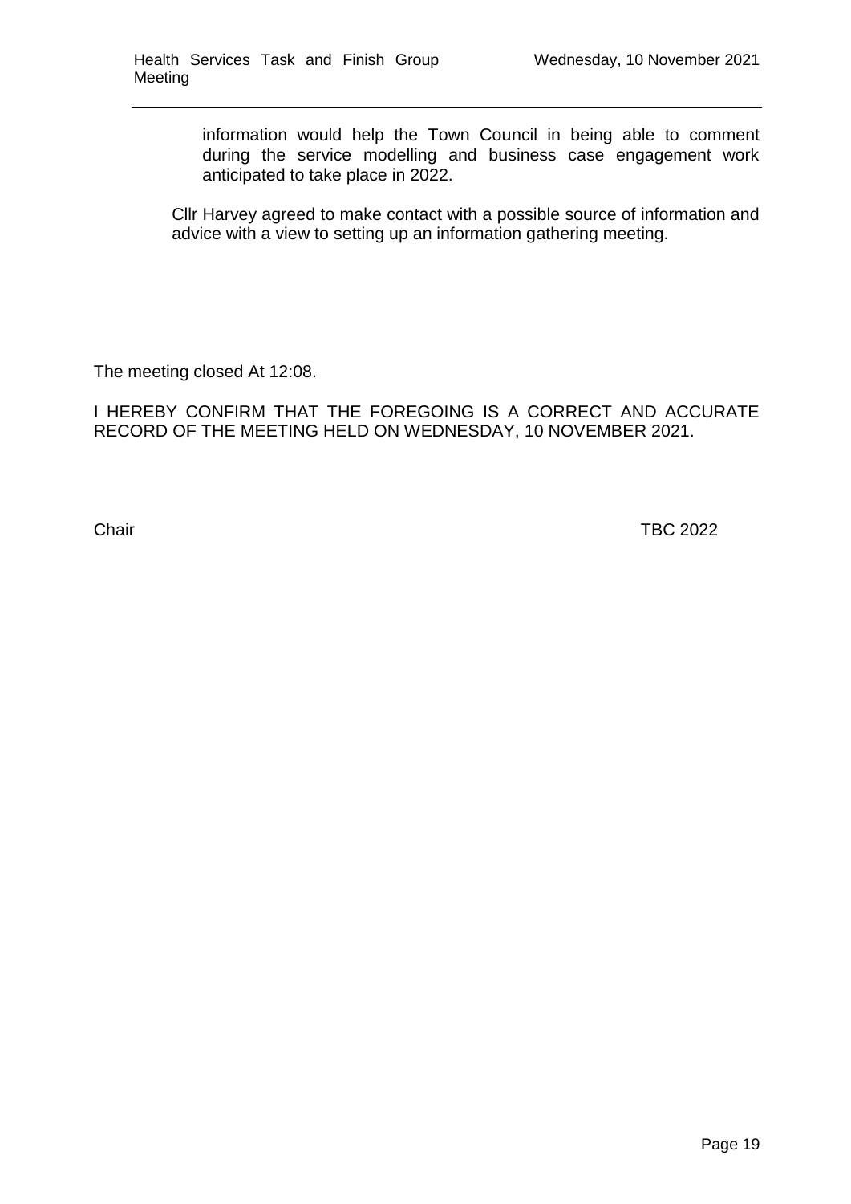information would help the Town Council in being able to comment during the service modelling and business case engagement work anticipated to take place in 2022.

Cllr Harvey agreed to make contact with a possible source of information and advice with a view to setting up an information gathering meeting.

The meeting closed At 12:08.

I HEREBY CONFIRM THAT THE FOREGOING IS A CORRECT AND ACCURATE RECORD OF THE MEETING HELD ON WEDNESDAY, 10 NOVEMBER 2021.

Chair TBC 2022